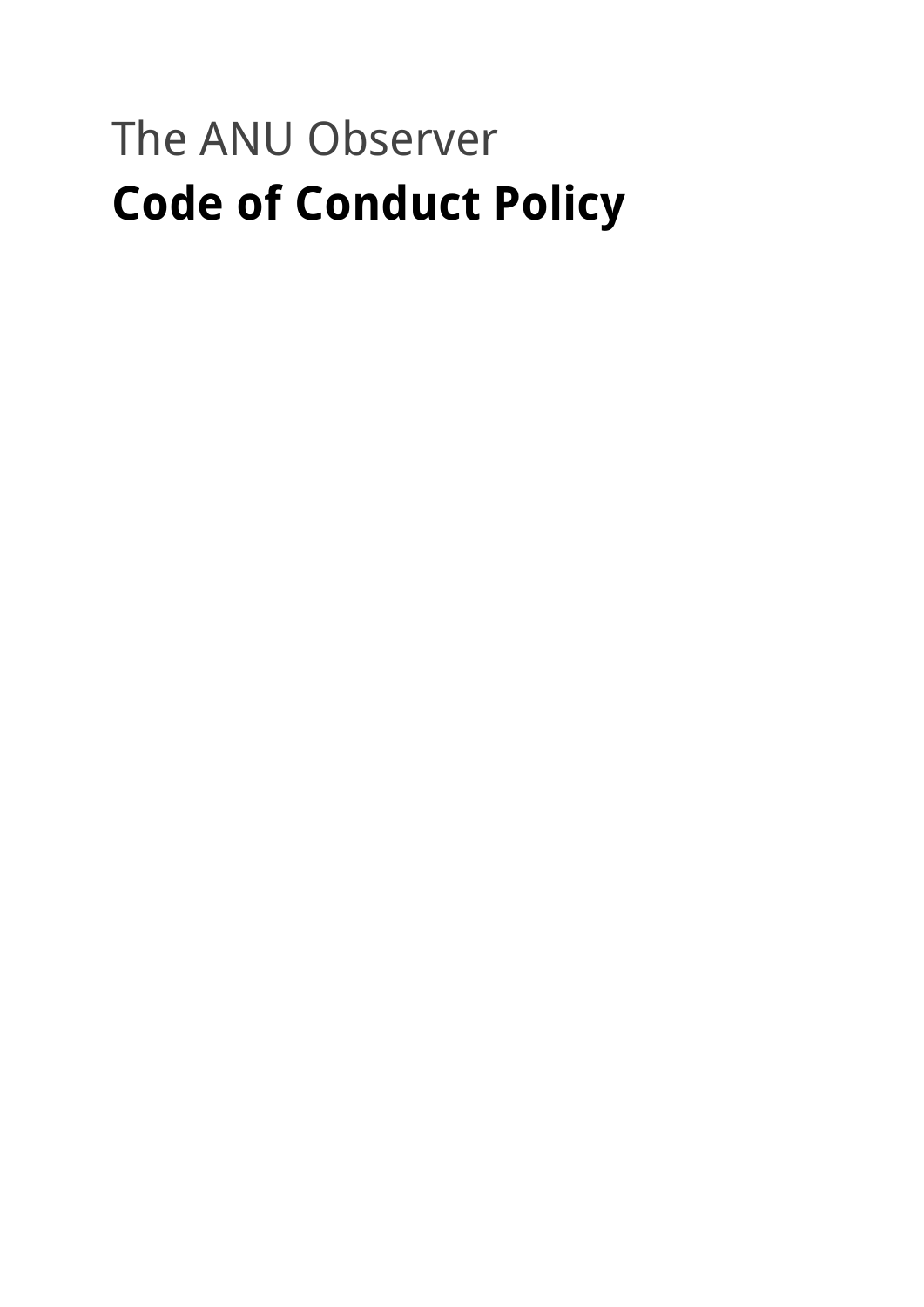The ANU Observer

# Code of Conduct Policy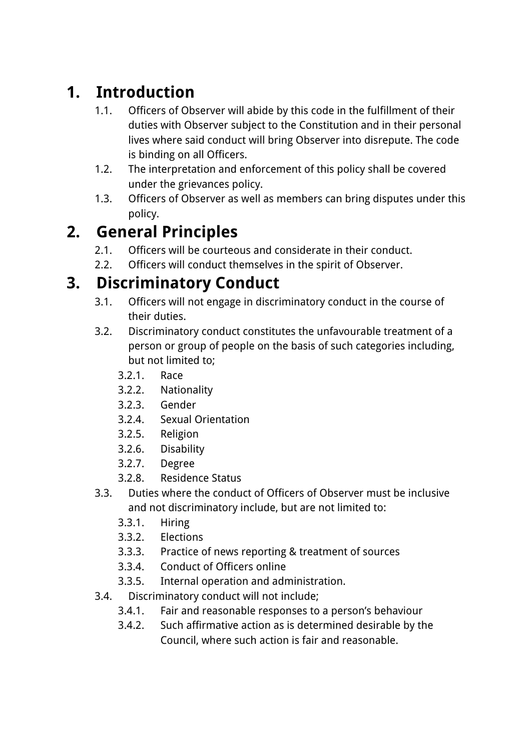# 1. Introduction

1.1. Officers of Observer will abide by this code in the fulfillment of their duties with Observer subject to the Constitution and in their personal lives where said conduct will bring Observer into disrepute. The code is binding on all Officers.

1.2. The interpretation and enforcement of this policy shall be covered under the grievances policy.

1.3. Officers of Observer as well as members can bring disputes under this policy.

# 2. General Principles

2.1. Officers will be courteous and considerate in their conduct.

2.2. Officers will conduct themselves in the spirit of Observer.

# 3. Discriminatory Conduct

3.1. Officers will not engage in discriminatory conduct in the course of their duties.

3.2. Discriminatory conduct constitutes the unfavourable treatment of a person or group of people on the basis of such categories including, but not limited to;

- 3.2.1. Race
- 3.2.2. Nationality
- 3.2.3. Gender
- 3.2.4. Sexual Orientation
- 3.2.5. Religion
- 3.2.6. Disability
- 3.2.7. Degree
- 3.2.8. Residence Status

3.3. Duties where the conduct of Officers of Observer must be inclusive and not discriminatory include, but are not limited to:

- 3.3.1. Hiring
- 3.3.2. Elections
- 3.3.3. Practice of news reporting & treatment of sources
- 3.3.4. Conduct of Officers online
- 3.3.5. Internal operation and administration.

3.4. Discriminatory conduct will not include;

- 3.4.1. Fair and reasonable responses to a person's behaviour
- 3.4.2. Such affirmative action as is determined desirable by the Council, where such action is fair and reasonable.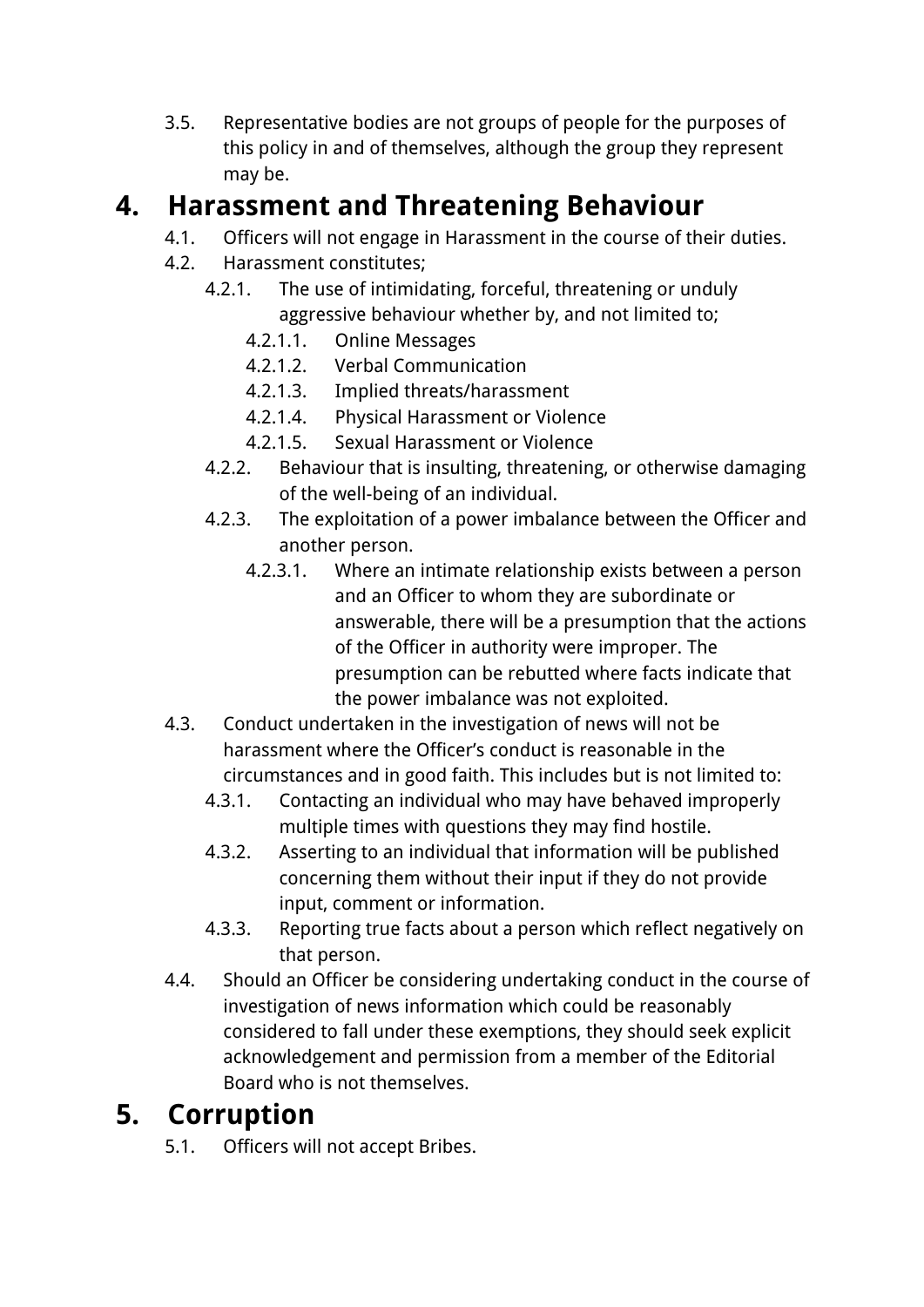3.5. Representative bodies are not groups of people for the purposes of this policy in and of themselves, although the group they represent may be.

# 4. Harassment and Threatening Behaviour

- 4.1. Officers will not engage in Harassment in the course of their duties.
- 4.2. Harassment constitutes;
  - 4.2.1. The use of intimidating, forceful, threatening or unduly aggressive behaviour whether by, and not limited to;
    - 4.2.1.1. Online Messages
    - 4.2.1.2. Verbal Communication
    - 4.2.1.3. Implied threats/harassment
    - 4.2.1.4. Physical Harassment or Violence
    - 4.2.1.5. Sexual Harassment or Violence
  - 4.2.2. Behaviour that is insulting, threatening, or otherwise damaging of the well-being of an individual.
  - 4.2.3. The exploitation of a power imbalance between the Officer and another person.
    - 4.2.3.1. Where an intimate relationship exists between a person and an Officer to whom they are subordinate or answerable, there will be a presumption that the actions of the Officer in authority were improper. The presumption can be rebutted where facts indicate that the power imbalance was not exploited.
- 4.3. Conduct undertaken in the investigation of news will not be harassment where the Officer's conduct is reasonable in the circumstances and in good faith. This includes but is not limited to:
  - 4.3.1. Contacting an individual who may have behaved improperly multiple times with questions they may find hostile.
  - 4.3.2. Asserting to an individual that information will be published concerning them without their input if they do not provide input, comment or information.
  - 4.3.3. Reporting true facts about a person which reflect negatively on that person.
- 4.4. Should an Officer be considering undertaking conduct in the course of investigation of news information which could be reasonably considered to fall under these exemptions, they should seek explicit acknowledgement and permission from a member of the Editorial Board who is not themselves.

# 5. Corruption

- 5.1. Officers will not accept Bribes.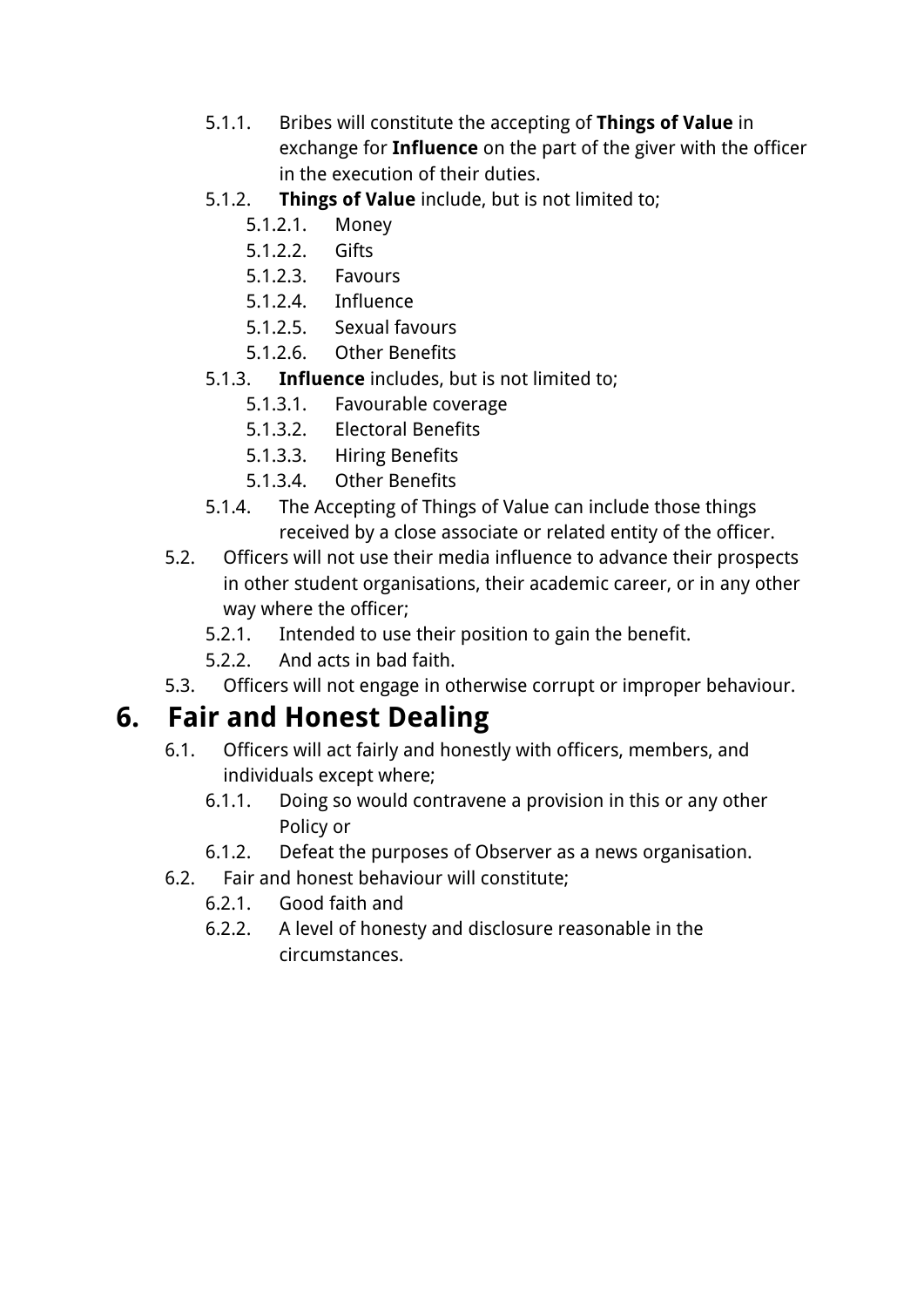- 5.1.1. Bribes will constitute the accepting of **Things of Value** in exchange for **Influence** on the part of the giver with the officer in the execution of their duties.
- 5.1.2. **Things of Value** include, but is not limited to;
  - 5.1.2.1. Money
  - 5.1.2.2. Gifts
  - 5.1.2.3. Favours
  - 5.1.2.4. Influence
  - 5.1.2.5. Sexual favours
  - 5.1.2.6. Other Benefits
- 5.1.3. **Influence** includes, but is not limited to;
  - 5.1.3.1. Favourable coverage
  - 5.1.3.2. Electoral Benefits
  - 5.1.3.3. Hiring Benefits
  - 5.1.3.4. Other Benefits
- 5.1.4. The Accepting of Things of Value can include those things received by a close associate or related entity of the officer.

5.2. Officers will not use their media influence to advance their prospects in other student organisations, their academic career, or in any other way where the officer;

- 5.2.1. Intended to use their position to gain the benefit.
- 5.2.2. And acts in bad faith.

5.3. Officers will not engage in otherwise corrupt or improper behaviour.

# 6. Fair and Honest Dealing

6.1. Officers will act fairly and honestly with officers, members, and individuals except where;

- 6.1.1. Doing so would contravene a provision in this or any other Policy or
- 6.1.2. Defeat the purposes of Observer as a news organisation.

6.2. Fair and honest behaviour will constitute;

- 6.2.1. Good faith and
- 6.2.2. A level of honesty and disclosure reasonable in the circumstances.